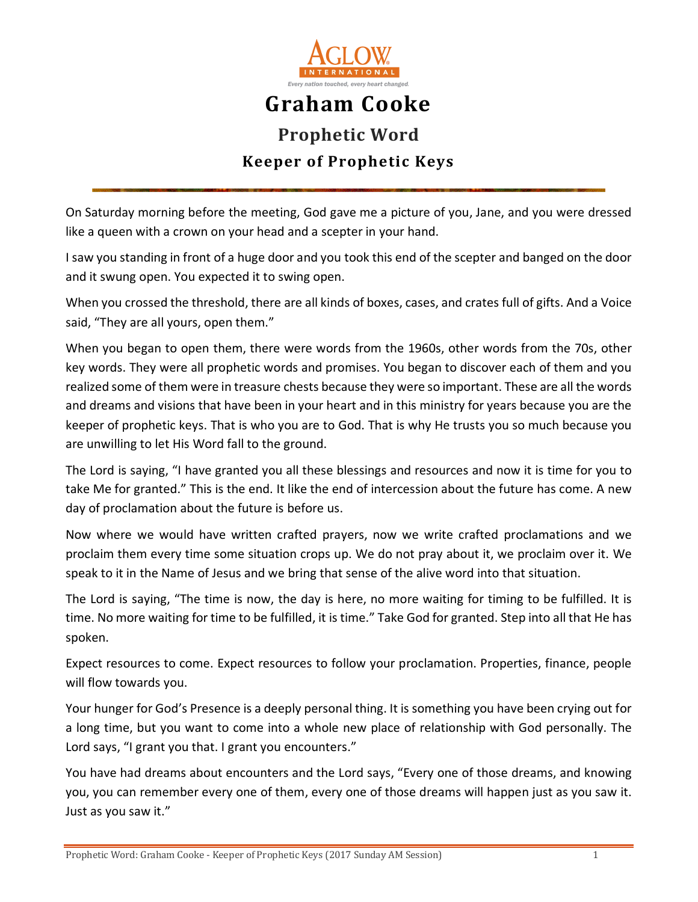# Graham Cooke

## Prophetic Word

### Keeper of Prophetic Keys

On Saturday morning before the meeting, God gave me a picture of you, Jane, and you were dressed like a queen with a crown on your head and a scepter in your hand.

I saw you standing in front of a huge door and you took this end of the scepter and banged on the door and it swung open. You expected it to swing open.

When you crossed the threshold, there are all kinds of boxes, cases, and crates full of gifts. And a Voice said, "They are all yours, open them."

When you began to open them, there were words from the 1960s, other words from the 70s, other key words. They were all prophetic words and promises. You began to discover each of them and you realized some of them were in treasure chests because they were so important. These are all the words and dreams and visions that have been in your heart and in this ministry for years because you are the keeper of prophetic keys. That is who you are to God. That is why He trusts you so much because you are unwilling to let His Word fall to the ground.

The Lord is saying, "I have granted you all these blessings and resources and now it is time for you to take Me for granted." This is the end. It like the end of intercession about the future has come. A new day of proclamation about the future is before us.

Now where we would have written crafted prayers, now we write crafted proclamations and we proclaim them every time some situation crops up. We do not pray about it, we proclaim over it. We speak to it in the Name of Jesus and we bring that sense of the alive word into that situation.

The Lord is saying, "The time is now, the day is here, no more waiting for timing to be fulfilled. It is time. No more waiting for time to be fulfilled, it is time." Take God for granted. Step into all that He has spoken.

Expect resources to come. Expect resources to follow your proclamation. Properties, finance, people will flow towards you.

Your hunger for God's Presence is a deeply personal thing. It is something you have been crying out for a long time, but you want to come into a whole new place of relationship with God personally. The Lord says, "I grant you that. I grant you encounters."

You have had dreams about encounters and the Lord says, "Every one of those dreams, and knowing you, you can remember every one of them, every one of those dreams will happen just as you saw it. Just as you saw it."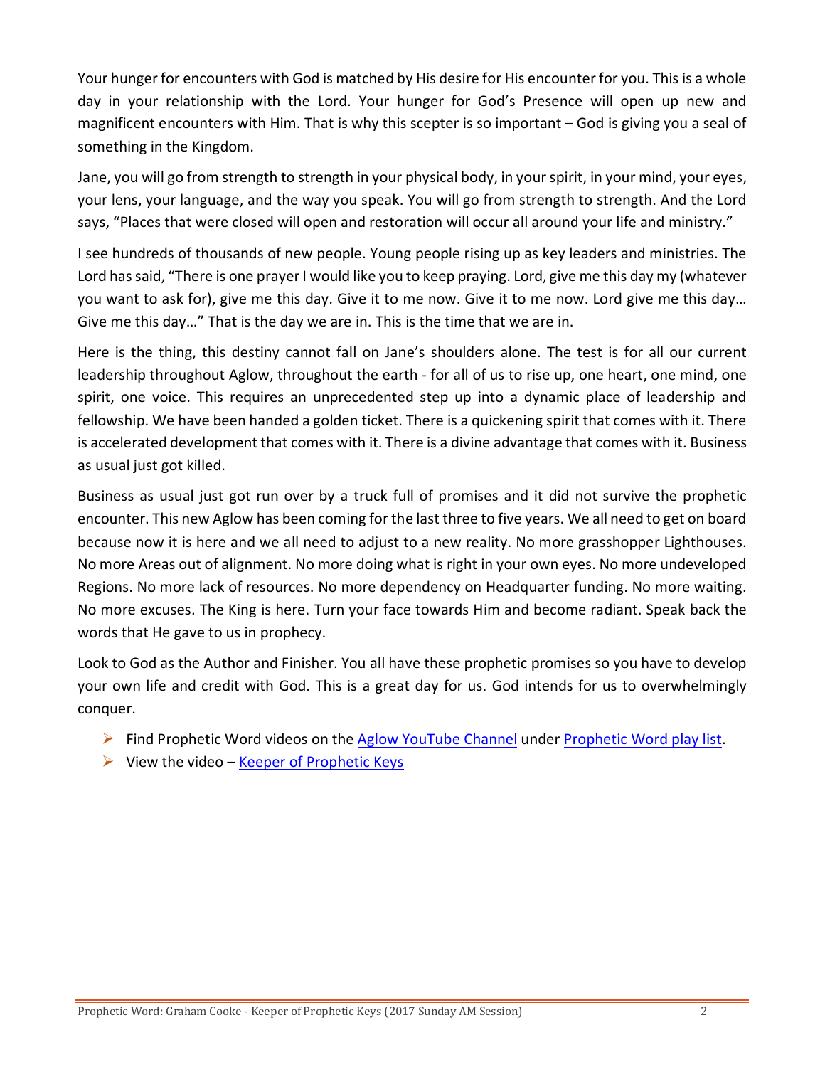Your hunger for encounters with God is matched by His desire for His encounter for you. This is a whole day in your relationship with the Lord. Your hunger for God's Presence will open up new and magnificent encounters with Him. That is why this scepter is so important – God is giving you a seal of something in the Kingdom.

Jane, you will go from strength to strength in your physical body, in your spirit, in your mind, your eyes, your lens, your language, and the way you speak. You will go from strength to strength. And the Lord says, "Places that were closed will open and restoration will occur all around your life and ministry."

I see hundreds of thousands of new people. Young people rising up as key leaders and ministries. The Lord has said, "There is one prayer I would like you to keep praying. Lord, give me this day my (whatever you want to ask for), give me this day. Give it to me now. Give it to me now. Lord give me this day… Give me this day…" That is the day we are in. This is the time that we are in.

Here is the thing, this destiny cannot fall on Jane's shoulders alone. The test is for all our current leadership throughout Aglow, throughout the earth - for all of us to rise up, one heart, one mind, one spirit, one voice. This requires an unprecedented step up into a dynamic place of leadership and fellowship. We have been handed a golden ticket. There is a quickening spirit that comes with it. There is accelerated development that comes with it. There is a divine advantage that comes with it. Business as usual just got killed.

Business as usual just got run over by a truck full of promises and it did not survive the prophetic encounter. This new Aglow has been coming for the last three to five years. We all need to get on board because now it is here and we all need to adjust to a new reality. No more grasshopper Lighthouses. No more Areas out of alignment. No more doing what is right in your own eyes. No more undeveloped Regions. No more lack of resources. No more dependency on Headquarter funding. No more waiting. No more excuses. The King is here. Turn your face towards Him and become radiant. Speak back the words that He gave to us in prophecy.

Look to God as the Author and Finisher. You all have these prophetic promises so you have to develop your own life and credit with God. This is a great day for us. God intends for us to overwhelmingly conquer.

- Find Prophetic Word videos on the Aglow YouTube Channel under Prophetic Word play list.
- View the video – Keeper of Prophetic Keys